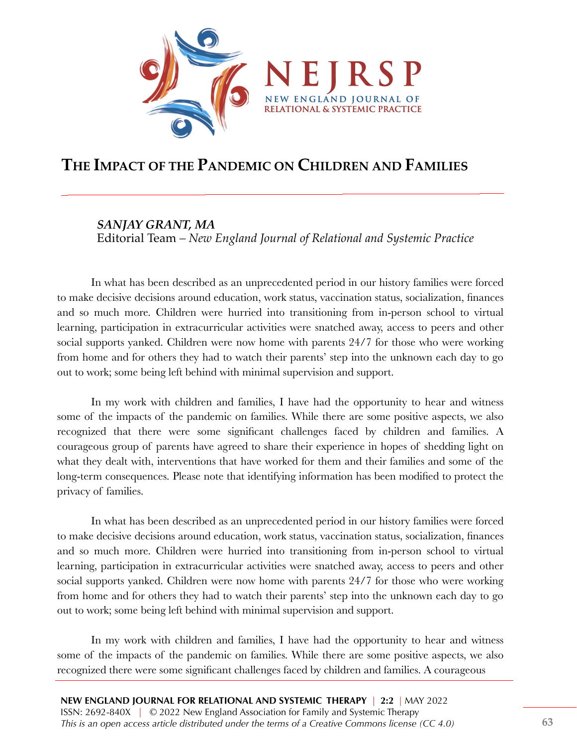# The Impact of the Pandemic on Children and Families

***Sanjay Grant, MA***
Editorial Team – *New England Journal of Relational and Systemic Practice*

In what has been described as an unprecedented period in our history families were forced to make decisive decisions around education, work status, vaccination status, socialization, finances and so much more. Children were hurried into transitioning from in-person school to virtual learning, participation in extracurricular activities were snatched away, access to peers and other social supports yanked. Children were now home with parents 24/7 for those who were working from home and for others they had to watch their parents' step into the unknown each day to go out to work; some being left behind with minimal supervision and support.

In my work with children and families, I have had the opportunity to hear and witness some of the impacts of the pandemic on families. While there are some positive aspects, we also recognized that there were some significant challenges faced by children and families. A courageous group of parents have agreed to share their experience in hopes of shedding light on what they dealt with, interventions that have worked for them and their families and some of the long-term consequences. Please note that identifying information has been modified to protect the privacy of families.

In what has been described as an unprecedented period in our history families were forced to make decisive decisions around education, work status, vaccination status, socialization, finances and so much more. Children were hurried into transitioning from in-person school to virtual learning, participation in extracurricular activities were snatched away, access to peers and other social supports yanked. Children were now home with parents 24/7 for those who were working from home and for others they had to watch their parents' step into the unknown each day to go out to work; some being left behind with minimal supervision and support.

In my work with children and families, I have had the opportunity to hear and witness some of the impacts of the pandemic on families. While there are some positive aspects, we also recognized there were some significant challenges faced by children and families. A courageous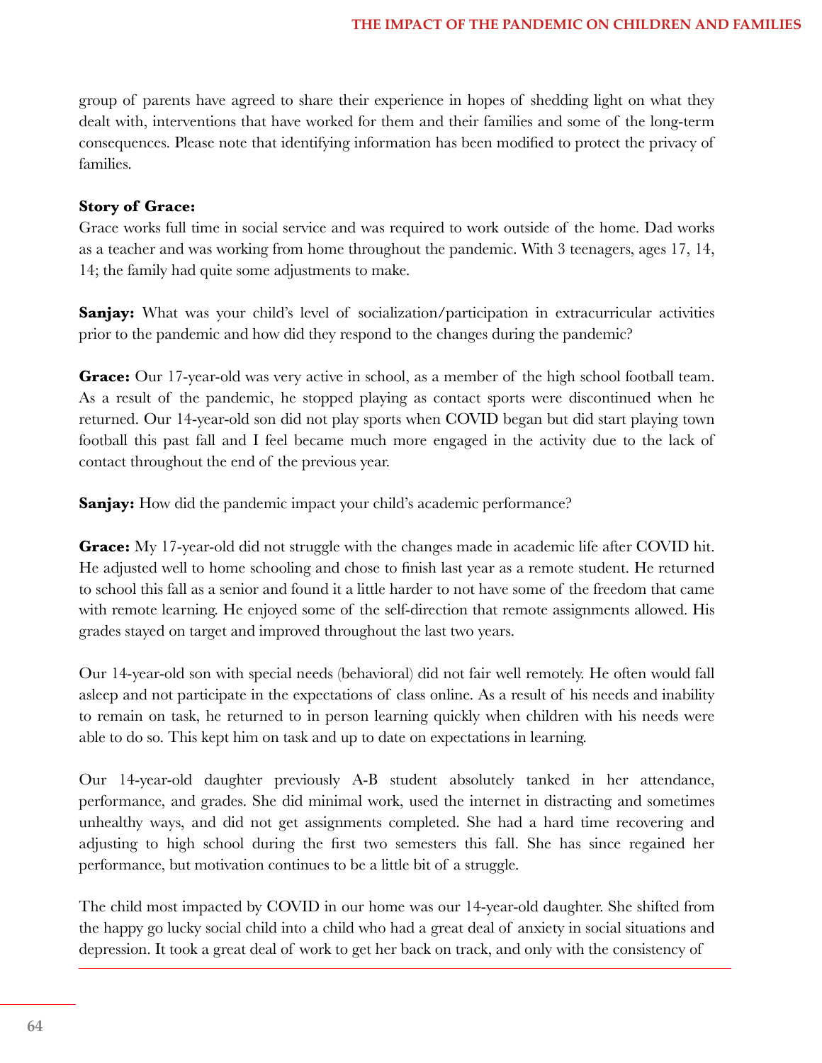group of parents have agreed to share their experience in hopes of shedding light on what they dealt with, interventions that have worked for them and their families and some of the long-term consequences. Please note that identifying information has been modified to protect the privacy of families.

**Story of Grace:**
Grace works full time in social service and was required to work outside of the home. Dad works as a teacher and was working from home throughout the pandemic. With 3 teenagers, ages 17, 14, 14; the family had quite some adjustments to make.

**Sanjay:** What was your child's level of socialization/participation in extracurricular activities prior to the pandemic and how did they respond to the changes during the pandemic?

**Grace:** Our 17-year-old was very active in school, as a member of the high school football team. As a result of the pandemic, he stopped playing as contact sports were discontinued when he returned. Our 14-year-old son did not play sports when COVID began but did start playing town football this past fall and I feel became much more engaged in the activity due to the lack of contact throughout the end of the previous year.

**Sanjay:** How did the pandemic impact your child's academic performance?

**Grace:** My 17-year-old did not struggle with the changes made in academic life after COVID hit. He adjusted well to home schooling and chose to finish last year as a remote student. He returned to school this fall as a senior and found it a little harder to not have some of the freedom that came with remote learning. He enjoyed some of the self-direction that remote assignments allowed. His grades stayed on target and improved throughout the last two years.

Our 14-year-old son with special needs (behavioral) did not fair well remotely. He often would fall asleep and not participate in the expectations of class online. As a result of his needs and inability to remain on task, he returned to in person learning quickly when children with his needs were able to do so. This kept him on task and up to date on expectations in learning.

Our 14-year-old daughter previously A-B student absolutely tanked in her attendance, performance, and grades. She did minimal work, used the internet in distracting and sometimes unhealthy ways, and did not get assignments completed. She had a hard time recovering and adjusting to high school during the first two semesters this fall. She has since regained her performance, but motivation continues to be a little bit of a struggle.

The child most impacted by COVID in our home was our 14-year-old daughter. She shifted from the happy go lucky social child into a child who had a great deal of anxiety in social situations and depression. It took a great deal of work to get her back on track, and only with the consistency of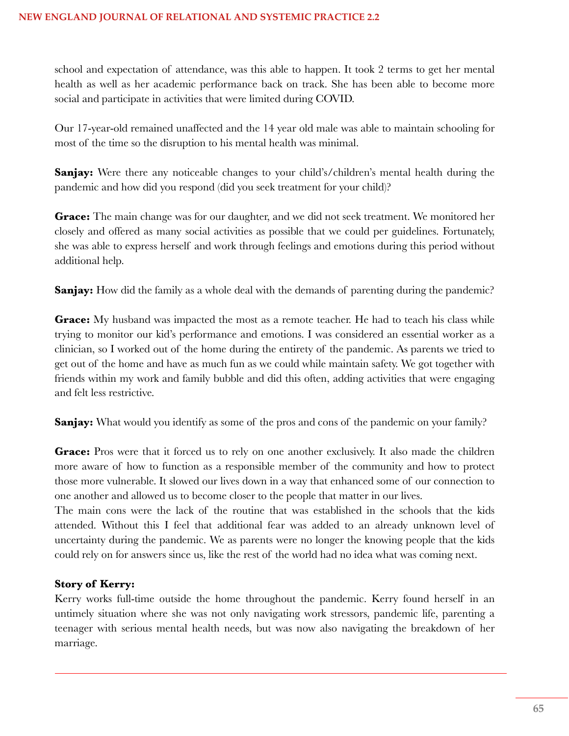school and expectation of attendance, was this able to happen. It took 2 terms to get her mental health as well as her academic performance back on track. She has been able to become more social and participate in activities that were limited during COVID.

Our 17-year-old remained unaffected and the 14 year old male was able to maintain schooling for most of the time so the disruption to his mental health was minimal.

**Sanjay:** Were there any noticeable changes to your child's/children's mental health during the pandemic and how did you respond (did you seek treatment for your child)?

**Grace:** The main change was for our daughter, and we did not seek treatment. We monitored her closely and offered as many social activities as possible that we could per guidelines. Fortunately, she was able to express herself and work through feelings and emotions during this period without additional help.

**Sanjay:** How did the family as a whole deal with the demands of parenting during the pandemic?

**Grace:** My husband was impacted the most as a remote teacher. He had to teach his class while trying to monitor our kid's performance and emotions. I was considered an essential worker as a clinician, so I worked out of the home during the entirety of the pandemic. As parents we tried to get out of the home and have as much fun as we could while maintain safety. We got together with friends within my work and family bubble and did this often, adding activities that were engaging and felt less restrictive.

**Sanjay:** What would you identify as some of the pros and cons of the pandemic on your family?

**Grace:** Pros were that it forced us to rely on one another exclusively. It also made the children more aware of how to function as a responsible member of the community and how to protect those more vulnerable. It slowed our lives down in a way that enhanced some of our connection to one another and allowed us to become closer to the people that matter in our lives.
The main cons were the lack of the routine that was established in the schools that the kids attended. Without this I feel that additional fear was added to an already unknown level of uncertainty during the pandemic. We as parents were no longer the knowing people that the kids could rely on for answers since us, like the rest of the world had no idea what was coming next.

**Story of Kerry:**
Kerry works full-time outside the home throughout the pandemic. Kerry found herself in an untimely situation where she was not only navigating work stressors, pandemic life, parenting a teenager with serious mental health needs, but was now also navigating the breakdown of her marriage.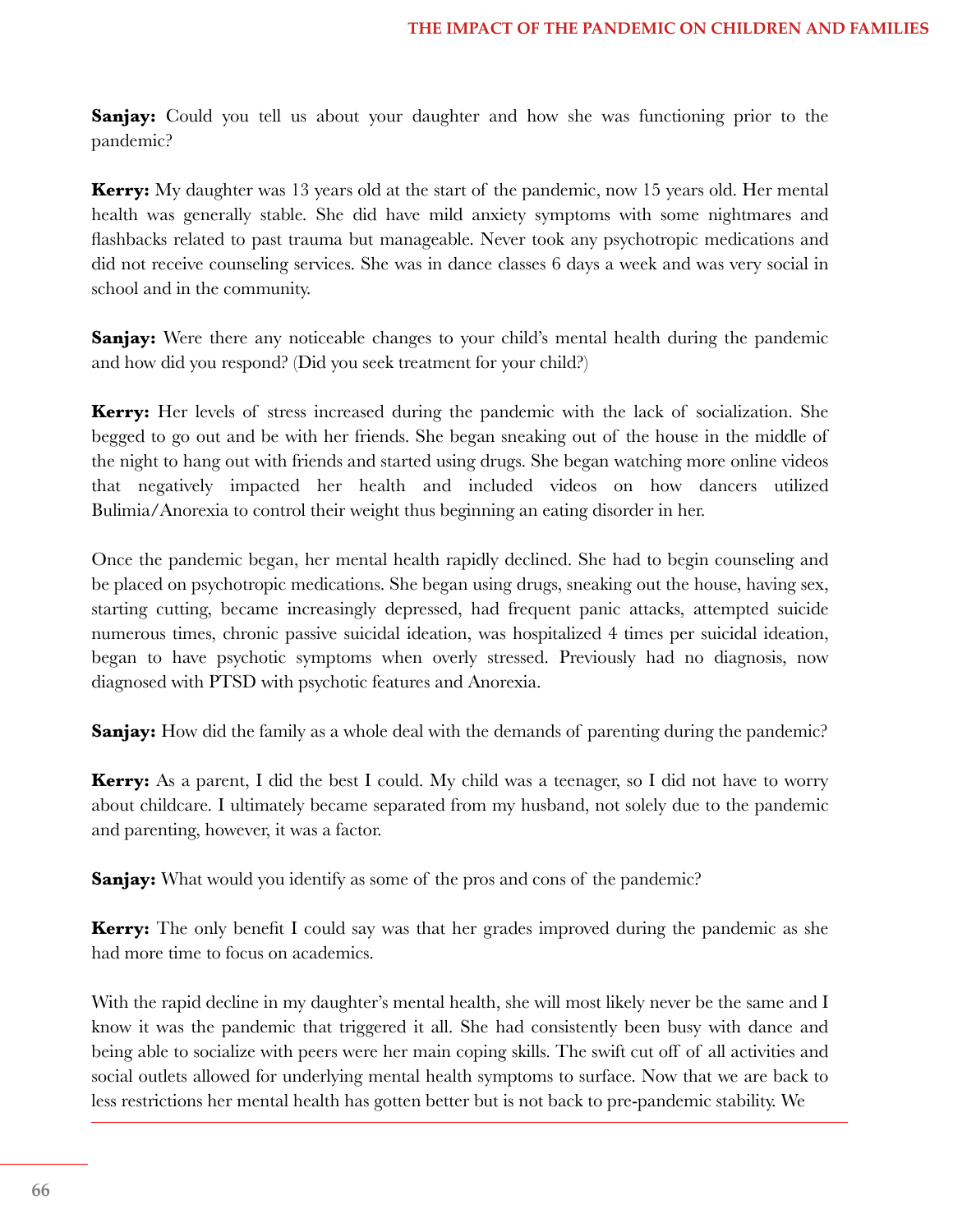**Sanjay:** Could you tell us about your daughter and how she was functioning prior to the pandemic?

**Kerry:** My daughter was 13 years old at the start of the pandemic, now 15 years old. Her mental health was generally stable. She did have mild anxiety symptoms with some nightmares and flashbacks related to past trauma but manageable. Never took any psychotropic medications and did not receive counseling services. She was in dance classes 6 days a week and was very social in school and in the community.

**Sanjay:** Were there any noticeable changes to your child's mental health during the pandemic and how did you respond? (Did you seek treatment for your child?)

**Kerry:** Her levels of stress increased during the pandemic with the lack of socialization. She begged to go out and be with her friends. She began sneaking out of the house in the middle of the night to hang out with friends and started using drugs. She began watching more online videos that negatively impacted her health and included videos on how dancers utilized Bulimia/Anorexia to control their weight thus beginning an eating disorder in her.

Once the pandemic began, her mental health rapidly declined. She had to begin counseling and be placed on psychotropic medications. She began using drugs, sneaking out the house, having sex, starting cutting, became increasingly depressed, had frequent panic attacks, attempted suicide numerous times, chronic passive suicidal ideation, was hospitalized 4 times per suicidal ideation, began to have psychotic symptoms when overly stressed. Previously had no diagnosis, now diagnosed with PTSD with psychotic features and Anorexia.

**Sanjay:** How did the family as a whole deal with the demands of parenting during the pandemic?

**Kerry:** As a parent, I did the best I could. My child was a teenager, so I did not have to worry about childcare. I ultimately became separated from my husband, not solely due to the pandemic and parenting, however, it was a factor.

**Sanjay:** What would you identify as some of the pros and cons of the pandemic?

**Kerry:** The only benefit I could say was that her grades improved during the pandemic as she had more time to focus on academics.

With the rapid decline in my daughter's mental health, she will most likely never be the same and I know it was the pandemic that triggered it all. She had consistently been busy with dance and being able to socialize with peers were her main coping skills. The swift cut off of all activities and social outlets allowed for underlying mental health symptoms to surface. Now that we are back to less restrictions her mental health has gotten better but is not back to pre-pandemic stability. We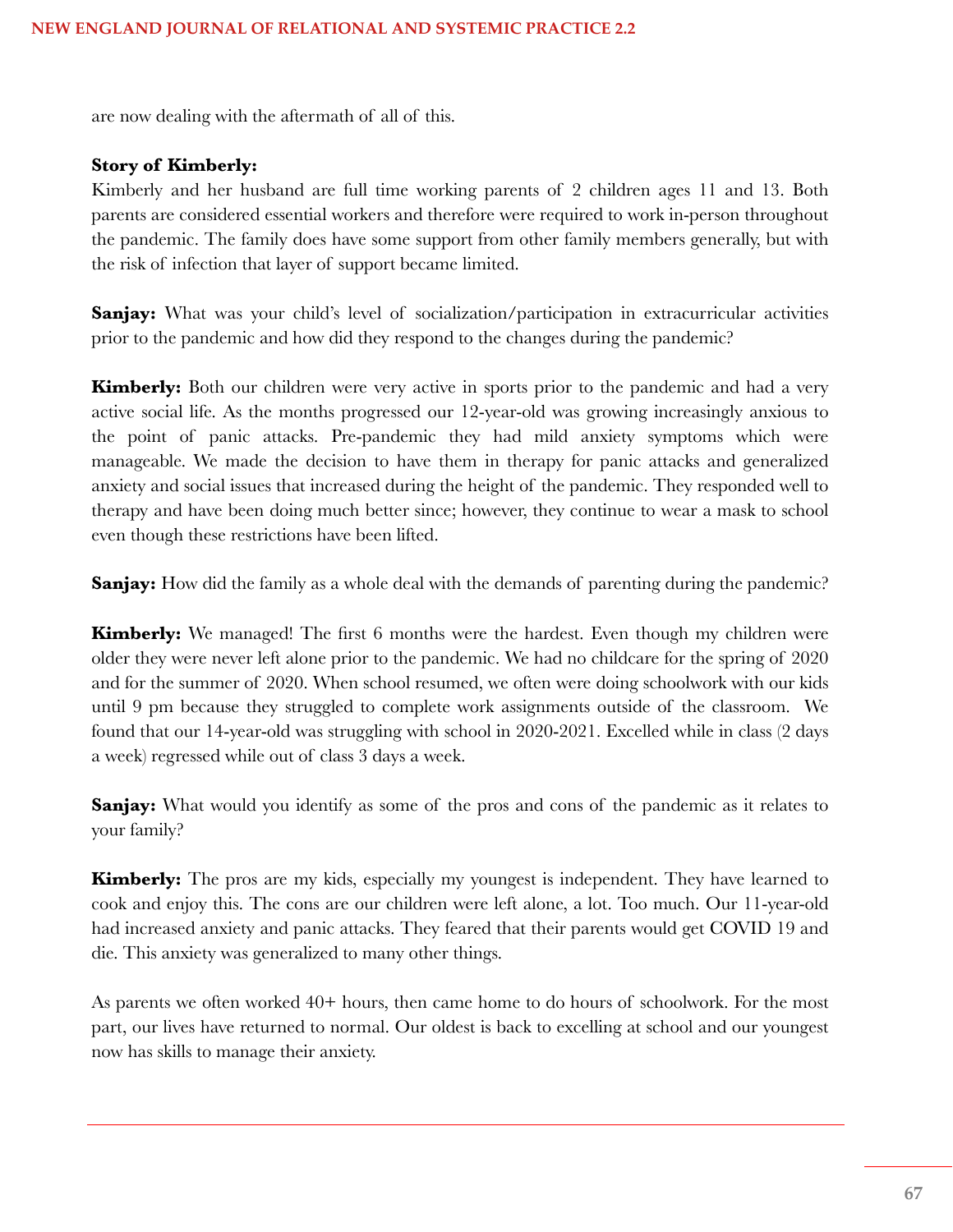are now dealing with the aftermath of all of this.

**Story of Kimberly:**

Kimberly and her husband are full time working parents of 2 children ages 11 and 13. Both parents are considered essential workers and therefore were required to work in-person throughout the pandemic. The family does have some support from other family members generally, but with the risk of infection that layer of support became limited.

**Sanjay:** What was your child's level of socialization/participation in extracurricular activities prior to the pandemic and how did they respond to the changes during the pandemic?

**Kimberly:** Both our children were very active in sports prior to the pandemic and had a very active social life. As the months progressed our 12-year-old was growing increasingly anxious to the point of panic attacks. Pre-pandemic they had mild anxiety symptoms which were manageable. We made the decision to have them in therapy for panic attacks and generalized anxiety and social issues that increased during the height of the pandemic. They responded well to therapy and have been doing much better since; however, they continue to wear a mask to school even though these restrictions have been lifted.

**Sanjay:** How did the family as a whole deal with the demands of parenting during the pandemic?

**Kimberly:** We managed! The first 6 months were the hardest. Even though my children were older they were never left alone prior to the pandemic. We had no childcare for the spring of 2020 and for the summer of 2020. When school resumed, we often were doing schoolwork with our kids until 9 pm because they struggled to complete work assignments outside of the classroom. We found that our 14-year-old was struggling with school in 2020-2021. Excelled while in class (2 days a week) regressed while out of class 3 days a week.

**Sanjay:** What would you identify as some of the pros and cons of the pandemic as it relates to your family?

**Kimberly:** The pros are my kids, especially my youngest is independent. They have learned to cook and enjoy this. The cons are our children were left alone, a lot. Too much. Our 11-year-old had increased anxiety and panic attacks. They feared that their parents would get COVID 19 and die. This anxiety was generalized to many other things.

As parents we often worked 40+ hours, then came home to do hours of schoolwork. For the most part, our lives have returned to normal. Our oldest is back to excelling at school and our youngest now has skills to manage their anxiety.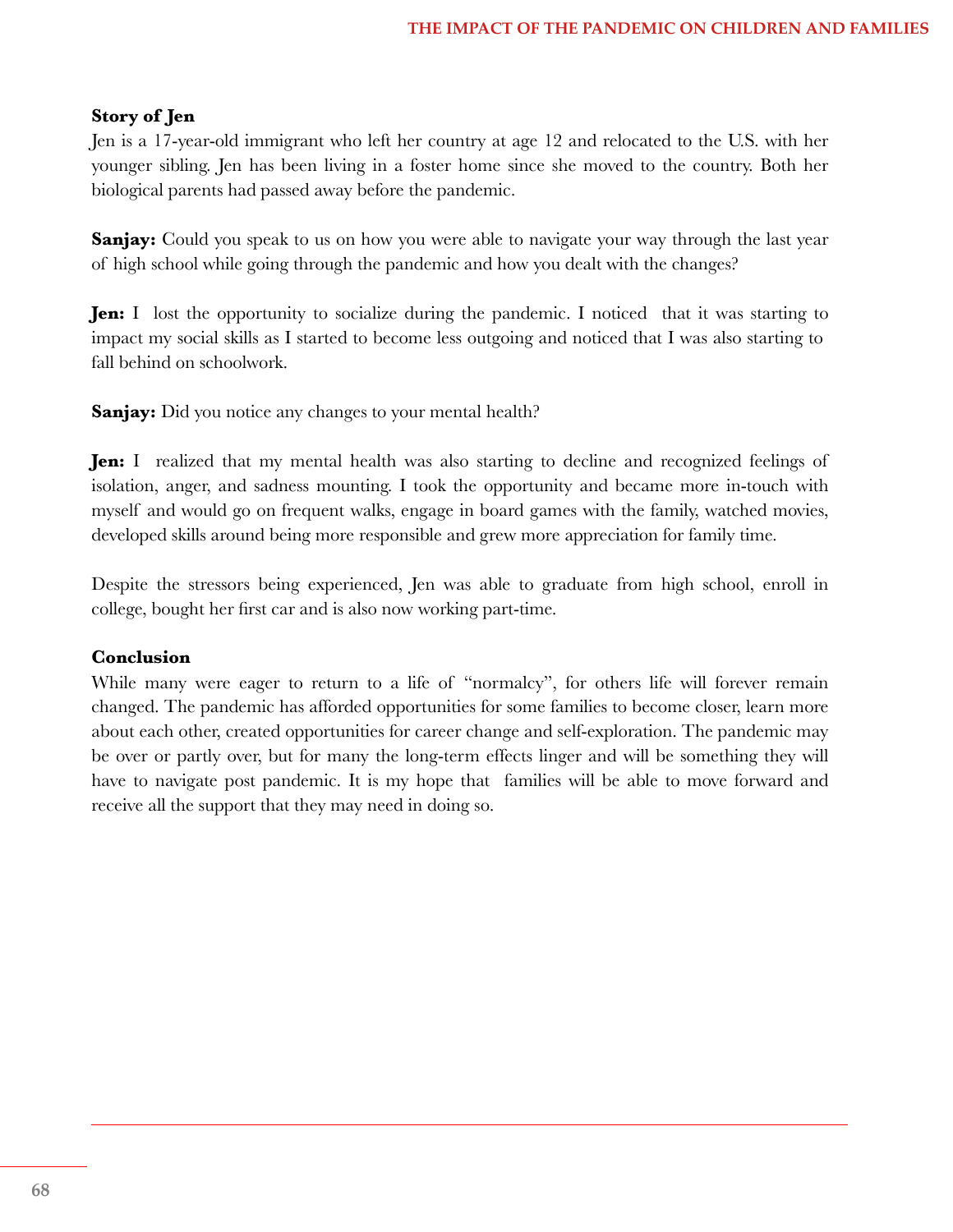### Story of Jen

Jen is a 17-year-old immigrant who left her country at age 12 and relocated to the U.S. with her younger sibling. Jen has been living in a foster home since she moved to the country. Both her biological parents had passed away before the pandemic.

**Sanjay:** Could you speak to us on how you were able to navigate your way through the last year of high school while going through the pandemic and how you dealt with the changes?

**Jen:** I lost the opportunity to socialize during the pandemic. I noticed that it was starting to impact my social skills as I started to become less outgoing and noticed that I was also starting to fall behind on schoolwork.

**Sanjay:** Did you notice any changes to your mental health?

**Jen:** I realized that my mental health was also starting to decline and recognized feelings of isolation, anger, and sadness mounting. I took the opportunity and became more in-touch with myself and would go on frequent walks, engage in board games with the family, watched movies, developed skills around being more responsible and grew more appreciation for family time.

Despite the stressors being experienced, Jen was able to graduate from high school, enroll in college, bought her first car and is also now working part-time.

### Conclusion

While many were eager to return to a life of "normalcy", for others life will forever remain changed. The pandemic has afforded opportunities for some families to become closer, learn more about each other, created opportunities for career change and self-exploration. The pandemic may be over or partly over, but for many the long-term effects linger and will be something they will have to navigate post pandemic. It is my hope that families will be able to move forward and receive all the support that they may need in doing so.